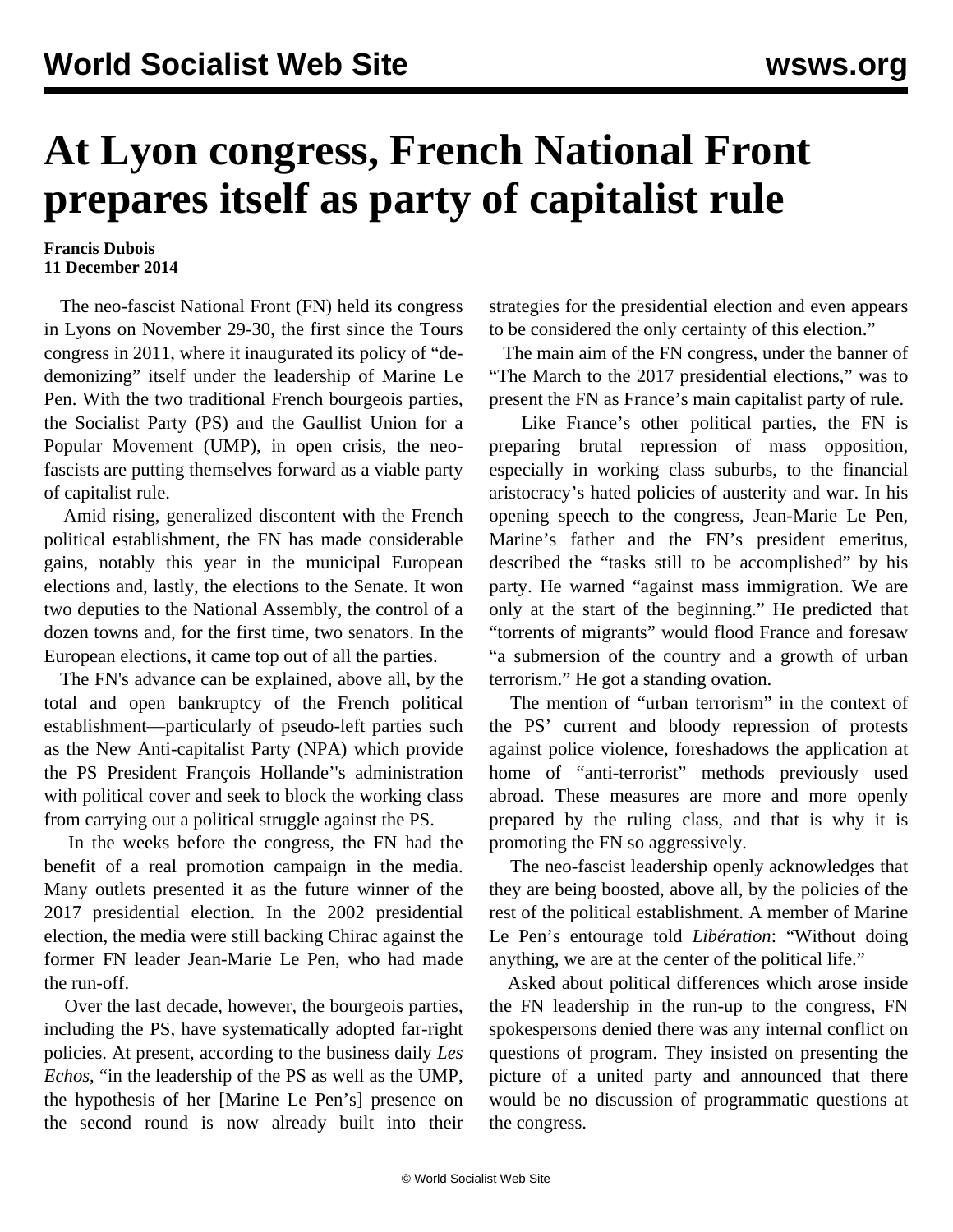# At Lyon congress, French National Front prepares itself as party of capitalist rule

**Francis Dubois**
**11 December 2014**

The neo-fascist National Front (FN) held its congress in Lyons on November 29-30, the first since the Tours congress in 2011, where it inaugurated its policy of "de-demonizing" itself under the leadership of Marine Le Pen. With the two traditional French bourgeois parties, the Socialist Party (PS) and the Gaullist Union for a Popular Movement (UMP), in open crisis, the neo-fascists are putting themselves forward as a viable party of capitalist rule.

Amid rising, generalized discontent with the French political establishment, the FN has made considerable gains, notably this year in the municipal European elections and, lastly, the elections to the Senate. It won two deputies to the National Assembly, the control of a dozen towns and, for the first time, two senators. In the European elections, it came top out of all the parties.

The FN's advance can be explained, above all, by the total and open bankruptcy of the French political establishment—particularly of pseudo-left parties such as the New Anti-capitalist Party (NPA) which provide the PS President François Hollande''s administration with political cover and seek to block the working class from carrying out a political struggle against the PS.

In the weeks before the congress, the FN had the benefit of a real promotion campaign in the media. Many outlets presented it as the future winner of the 2017 presidential election. In the 2002 presidential election, the media were still backing Chirac against the former FN leader Jean-Marie Le Pen, who had made the run-off.

Over the last decade, however, the bourgeois parties, including the PS, have systematically adopted far-right policies. At present, according to the business daily *Les Echos*, "in the leadership of the PS as well as the UMP, the hypothesis of her [Marine Le Pen's] presence on the second round is now already built into their strategies for the presidential election and even appears to be considered the only certainty of this election."

The main aim of the FN congress, under the banner of "The March to the 2017 presidential elections," was to present the FN as France's main capitalist party of rule.

Like France's other political parties, the FN is preparing brutal repression of mass opposition, especially in working class suburbs, to the financial aristocracy's hated policies of austerity and war. In his opening speech to the congress, Jean-Marie Le Pen, Marine's father and the FN's president emeritus, described the "tasks still to be accomplished" by his party. He warned "against mass immigration. We are only at the start of the beginning." He predicted that "torrents of migrants" would flood France and foresaw "a submersion of the country and a growth of urban terrorism." He got a standing ovation.

The mention of "urban terrorism" in the context of the PS' current and bloody repression of protests against police violence, foreshadows the application at home of "anti-terrorist" methods previously used abroad. These measures are more and more openly prepared by the ruling class, and that is why it is promoting the FN so aggressively.

The neo-fascist leadership openly acknowledges that they are being boosted, above all, by the policies of the rest of the political establishment. A member of Marine Le Pen's entourage told *Libération*: "Without doing anything, we are at the center of the political life."

Asked about political differences which arose inside the FN leadership in the run-up to the congress, FN spokespersons denied there was any internal conflict on questions of program. They insisted on presenting the picture of a united party and announced that there would be no discussion of programmatic questions at the congress.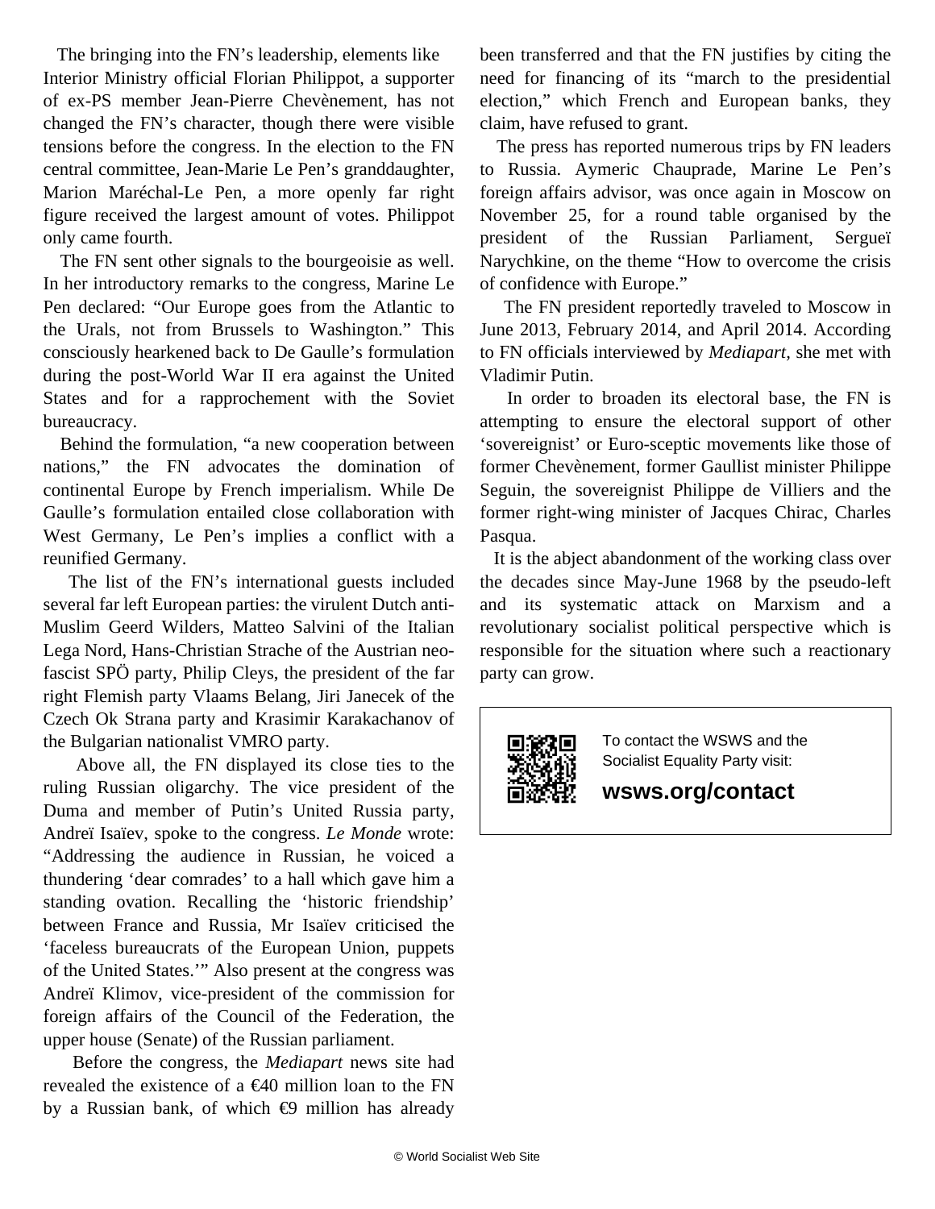The bringing into the FN's leadership, elements like Interior Ministry official Florian Philippot, a supporter of ex-PS member Jean-Pierre Chevènement, has not changed the FN's character, though there were visible tensions before the congress. In the election to the FN central committee, Jean-Marie Le Pen's granddaughter, Marion Maréchal-Le Pen, a more openly far right figure received the largest amount of votes. Philippot only came fourth.

The FN sent other signals to the bourgeoisie as well. In her introductory remarks to the congress, Marine Le Pen declared: "Our Europe goes from the Atlantic to the Urals, not from Brussels to Washington." This consciously hearkened back to De Gaulle's formulation during the post-World War II era against the United States and for a rapprochement with the Soviet bureaucracy.

Behind the formulation, "a new cooperation between nations," the FN advocates the domination of continental Europe by French imperialism. While De Gaulle's formulation entailed close collaboration with West Germany, Le Pen's implies a conflict with a reunified Germany.

The list of the FN's international guests included several far left European parties: the virulent Dutch anti-Muslim Geerd Wilders, Matteo Salvini of the Italian Lega Nord, Hans-Christian Strache of the Austrian neo-fascist SPÖ party, Philip Cleys, the president of the far right Flemish party Vlaams Belang, Jiri Janecek of the Czech Ok Strana party and Krasimir Karakachanov of the Bulgarian nationalist VMRO party.

Above all, the FN displayed its close ties to the ruling Russian oligarchy. The vice president of the Duma and member of Putin's United Russia party, Andreï Isaïev, spoke to the congress. *Le Monde* wrote: "Addressing the audience in Russian, he voiced a thundering 'dear comrades' to a hall which gave him a standing ovation. Recalling the 'historic friendship' between France and Russia, Mr Isaïev criticised the 'faceless bureaucrats of the European Union, puppets of the United States.'" Also present at the congress was Andreï Klimov, vice-president of the commission for foreign affairs of the Council of the Federation, the upper house (Senate) of the Russian parliament.

Before the congress, the *Mediapart* news site had revealed the existence of a €40 million loan to the FN by a Russian bank, of which €9 million has already been transferred and that the FN justifies by citing the need for financing of its "march to the presidential election," which French and European banks, they claim, have refused to grant.

The press has reported numerous trips by FN leaders to Russia. Aymeric Chauprade, Marine Le Pen's foreign affairs advisor, was once again in Moscow on November 25, for a round table organised by the president of the Russian Parliament, Sergueï Narychkine, on the theme "How to overcome the crisis of confidence with Europe."

The FN president reportedly traveled to Moscow in June 2013, February 2014, and April 2014. According to FN officials interviewed by *Mediapart*, she met with Vladimir Putin.

In order to broaden its electoral base, the FN is attempting to ensure the electoral support of other 'sovereignist' or Euro-sceptic movements like those of former Chevènement, former Gaullist minister Philippe Seguin, the sovereignist Philippe de Villiers and the former right-wing minister of Jacques Chirac, Charles Pasqua.

It is the abject abandonment of the working class over the decades since May-June 1968 by the pseudo-left and its systematic attack on Marxism and a revolutionary socialist political perspective which is responsible for the situation where such a reactionary party can grow.

To contact the WSWS and the Socialist Equality Party visit:

**wsws.org/contact**